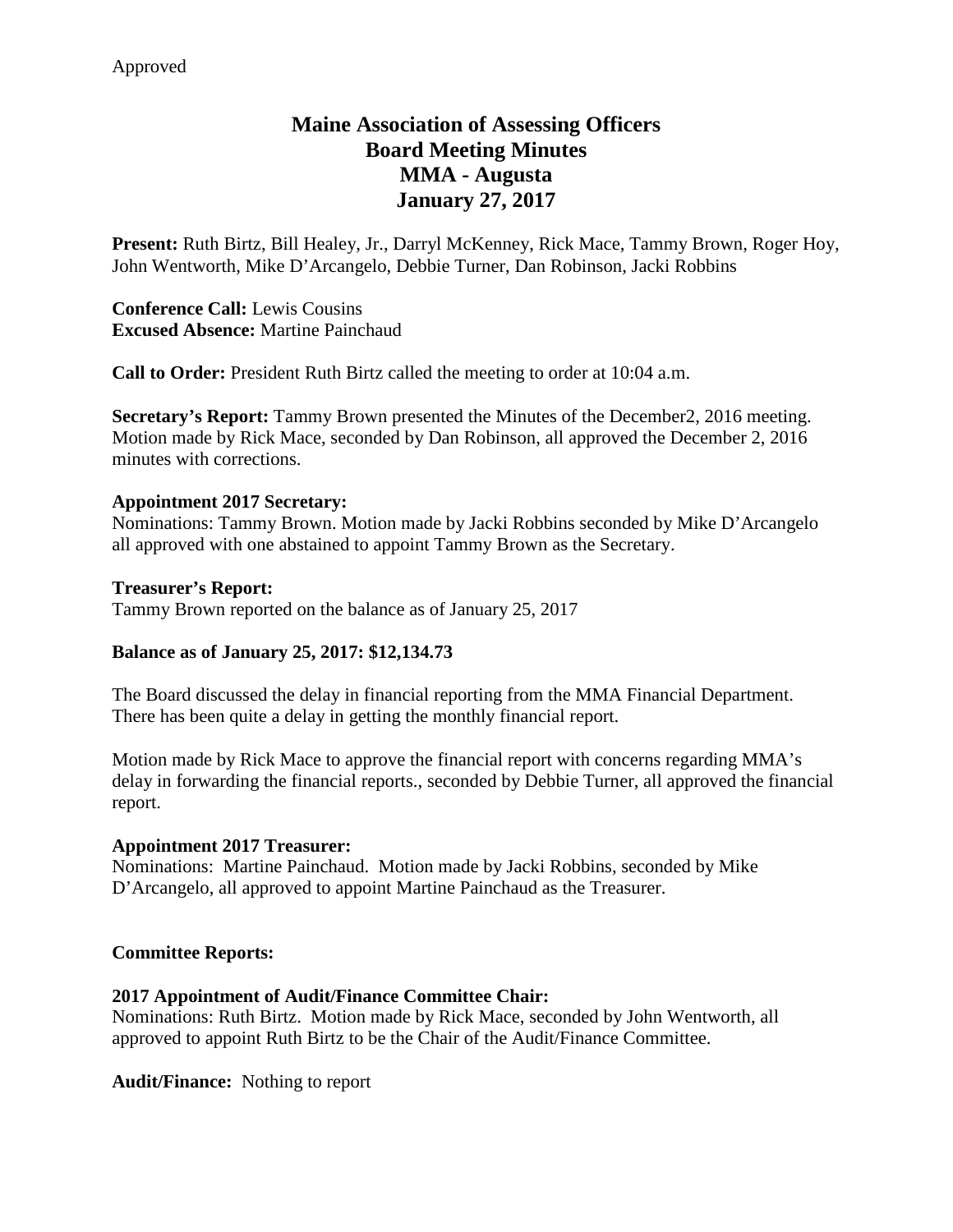Approved

# Maine Association of Assessing Officers
# Board Meeting Minutes
# MMA - Augusta
# January 27, 2017

**Present:** Ruth Birtz, Bill Healey, Jr., Darryl McKenney, Rick Mace, Tammy Brown, Roger Hoy, John Wentworth, Mike D'Arcangelo, Debbie Turner, Dan Robinson, Jacki Robbins

**Conference Call:** Lewis Cousins
**Excused Absence:** Martine Painchaud

**Call to Order:** President Ruth Birtz called the meeting to order at 10:04 a.m.

**Secretary's Report:** Tammy Brown presented the Minutes of the December2, 2016 meeting. Motion made by Rick Mace, seconded by Dan Robinson, all approved the December 2, 2016 minutes with corrections.

**Appointment 2017 Secretary:**
Nominations: Tammy Brown. Motion made by Jacki Robbins seconded by Mike D'Arcangelo all approved with one abstained to appoint Tammy Brown as the Secretary.

**Treasurer's Report:**
Tammy Brown reported on the balance as of January 25, 2017

**Balance as of January 25, 2017: $12,134.73**

The Board discussed the delay in financial reporting from the MMA Financial Department. There has been quite a delay in getting the monthly financial report.

Motion made by Rick Mace to approve the financial report with concerns regarding MMA's delay in forwarding the financial reports., seconded by Debbie Turner, all approved the financial report.

**Appointment 2017 Treasurer:**
Nominations: Martine Painchaud. Motion made by Jacki Robbins, seconded by Mike D'Arcangelo, all approved to appoint Martine Painchaud as the Treasurer.

**Committee Reports:**

**2017 Appointment of Audit/Finance Committee Chair:**
Nominations: Ruth Birtz. Motion made by Rick Mace, seconded by John Wentworth, all approved to appoint Ruth Birtz to be the Chair of the Audit/Finance Committee.

**Audit/Finance:** Nothing to report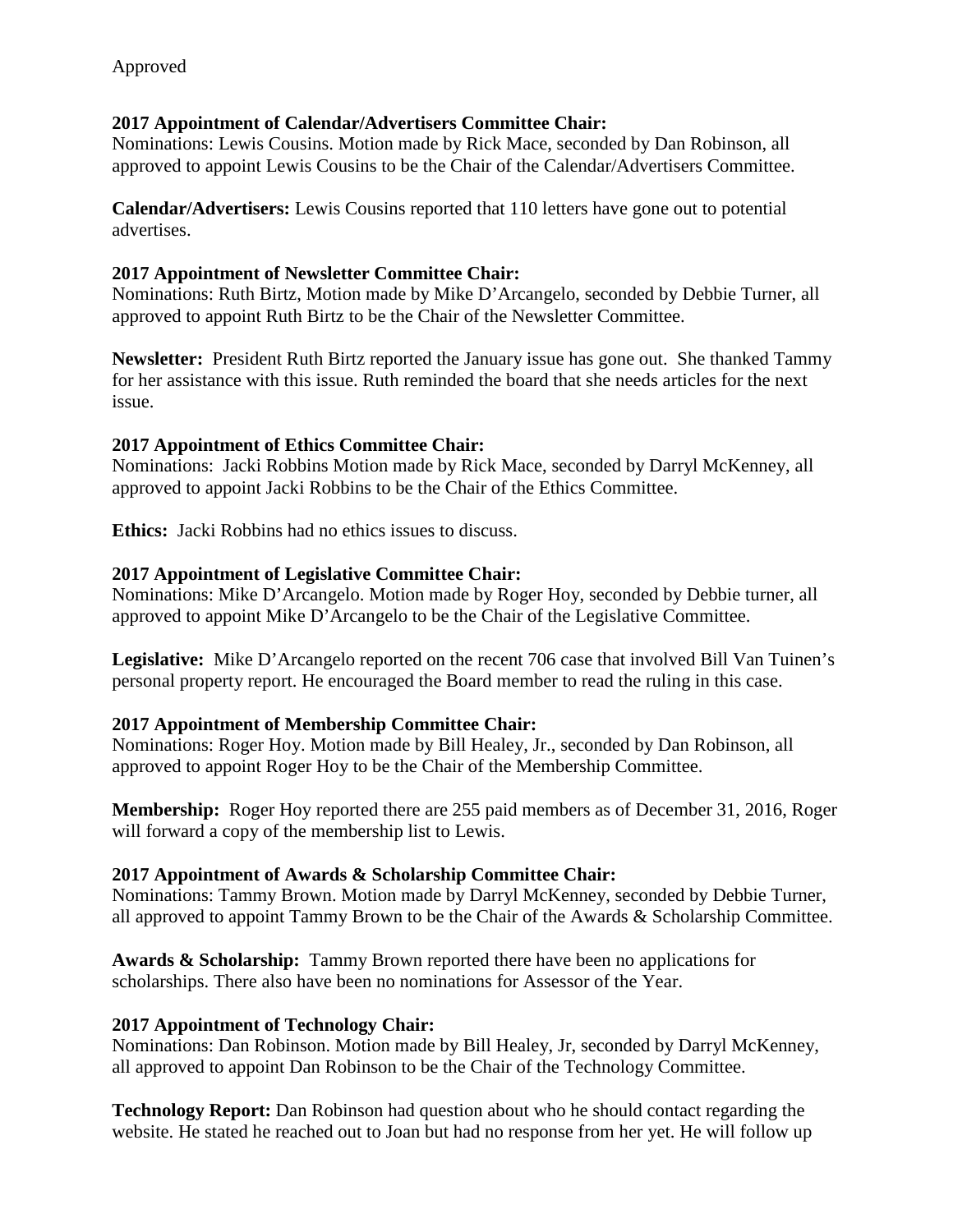Approved

**2017 Appointment of Calendar/Advertisers Committee Chair:**
Nominations: Lewis Cousins. Motion made by Rick Mace, seconded by Dan Robinson, all approved to appoint Lewis Cousins to be the Chair of the Calendar/Advertisers Committee.

**Calendar/Advertisers:** Lewis Cousins reported that 110 letters have gone out to potential advertises.

**2017 Appointment of Newsletter Committee Chair:**
Nominations: Ruth Birtz, Motion made by Mike D'Arcangelo, seconded by Debbie Turner, all approved to appoint Ruth Birtz to be the Chair of the Newsletter Committee.

**Newsletter:** President Ruth Birtz reported the January issue has gone out. She thanked Tammy for her assistance with this issue. Ruth reminded the board that she needs articles for the next issue.

**2017 Appointment of Ethics Committee Chair:**
Nominations: Jacki Robbins Motion made by Rick Mace, seconded by Darryl McKenney, all approved to appoint Jacki Robbins to be the Chair of the Ethics Committee.

**Ethics:** Jacki Robbins had no ethics issues to discuss.

**2017 Appointment of Legislative Committee Chair:**
Nominations: Mike D'Arcangelo. Motion made by Roger Hoy, seconded by Debbie turner, all approved to appoint Mike D'Arcangelo to be the Chair of the Legislative Committee.

**Legislative:** Mike D'Arcangelo reported on the recent 706 case that involved Bill Van Tuinen's personal property report. He encouraged the Board member to read the ruling in this case.

**2017 Appointment of Membership Committee Chair:**
Nominations: Roger Hoy. Motion made by Bill Healey, Jr., seconded by Dan Robinson, all approved to appoint Roger Hoy to be the Chair of the Membership Committee.

**Membership:** Roger Hoy reported there are 255 paid members as of December 31, 2016, Roger will forward a copy of the membership list to Lewis.

**2017 Appointment of Awards & Scholarship Committee Chair:**
Nominations: Tammy Brown. Motion made by Darryl McKenney, seconded by Debbie Turner, all approved to appoint Tammy Brown to be the Chair of the Awards & Scholarship Committee.

**Awards & Scholarship:** Tammy Brown reported there have been no applications for scholarships. There also have been no nominations for Assessor of the Year.

**2017 Appointment of Technology Chair:**
Nominations: Dan Robinson. Motion made by Bill Healey, Jr, seconded by Darryl McKenney, all approved to appoint Dan Robinson to be the Chair of the Technology Committee.

**Technology Report:** Dan Robinson had question about who he should contact regarding the website. He stated he reached out to Joan but had no response from her yet. He will follow up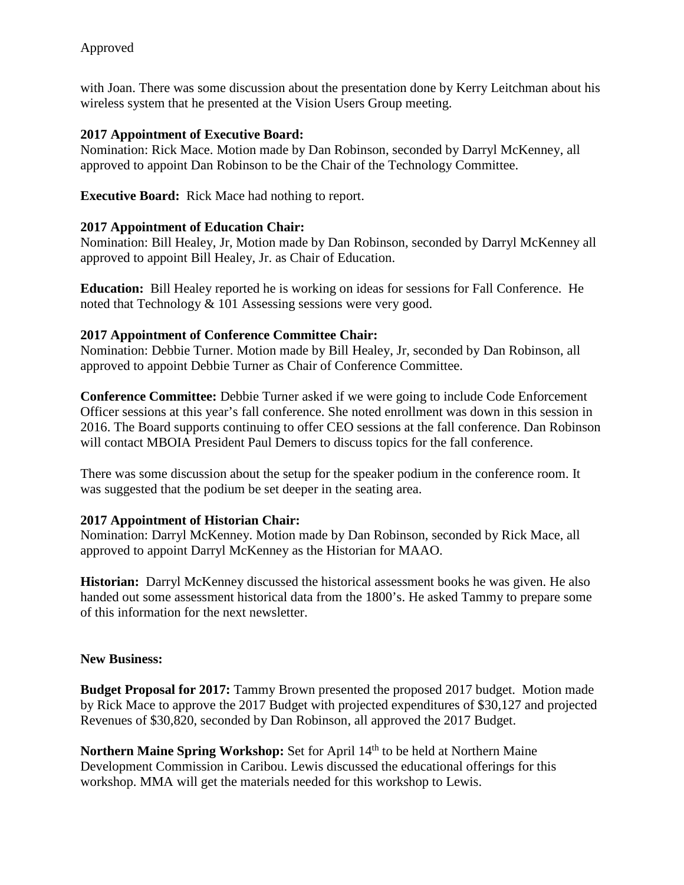Approved

with Joan. There was some discussion about the presentation done by Kerry Leitchman about his wireless system that he presented at the Vision Users Group meeting.

**2017 Appointment of Executive Board:**
Nomination: Rick Mace. Motion made by Dan Robinson, seconded by Darryl McKenney, all approved to appoint Dan Robinson to be the Chair of the Technology Committee.

**Executive Board:** Rick Mace had nothing to report.

**2017 Appointment of Education Chair:**
Nomination: Bill Healey, Jr, Motion made by Dan Robinson, seconded by Darryl McKenney all approved to appoint Bill Healey, Jr. as Chair of Education.

**Education:** Bill Healey reported he is working on ideas for sessions for Fall Conference. He noted that Technology & 101 Assessing sessions were very good.

**2017 Appointment of Conference Committee Chair:**
Nomination: Debbie Turner. Motion made by Bill Healey, Jr, seconded by Dan Robinson, all approved to appoint Debbie Turner as Chair of Conference Committee.

**Conference Committee:** Debbie Turner asked if we were going to include Code Enforcement Officer sessions at this year's fall conference. She noted enrollment was down in this session in 2016. The Board supports continuing to offer CEO sessions at the fall conference. Dan Robinson will contact MBOIA President Paul Demers to discuss topics for the fall conference.

There was some discussion about the setup for the speaker podium in the conference room. It was suggested that the podium be set deeper in the seating area.

**2017 Appointment of Historian Chair:**
Nomination: Darryl McKenney. Motion made by Dan Robinson, seconded by Rick Mace, all approved to appoint Darryl McKenney as the Historian for MAAO.

**Historian:** Darryl McKenney discussed the historical assessment books he was given. He also handed out some assessment historical data from the 1800's. He asked Tammy to prepare some of this information for the next newsletter.

**New Business:**

**Budget Proposal for 2017:** Tammy Brown presented the proposed 2017 budget. Motion made by Rick Mace to approve the 2017 Budget with projected expenditures of $30,127 and projected Revenues of $30,820, seconded by Dan Robinson, all approved the 2017 Budget.

**Northern Maine Spring Workshop:** Set for April 14th to be held at Northern Maine Development Commission in Caribou. Lewis discussed the educational offerings for this workshop. MMA will get the materials needed for this workshop to Lewis.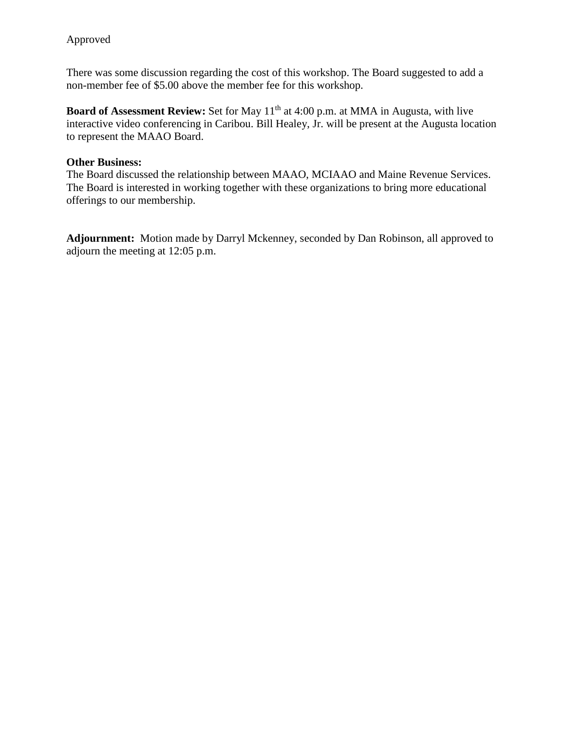Approved

There was some discussion regarding the cost of this workshop. The Board suggested to add a non-member fee of $5.00 above the member fee for this workshop.

**Board of Assessment Review:** Set for May 11th at 4:00 p.m. at MMA in Augusta, with live interactive video conferencing in Caribou. Bill Healey, Jr. will be present at the Augusta location to represent the MAAO Board.

**Other Business:**
The Board discussed the relationship between MAAO, MCIAAO and Maine Revenue Services. The Board is interested in working together with these organizations to bring more educational offerings to our membership.

**Adjournment:** Motion made by Darryl Mckenney, seconded by Dan Robinson, all approved to adjourn the meeting at 12:05 p.m.